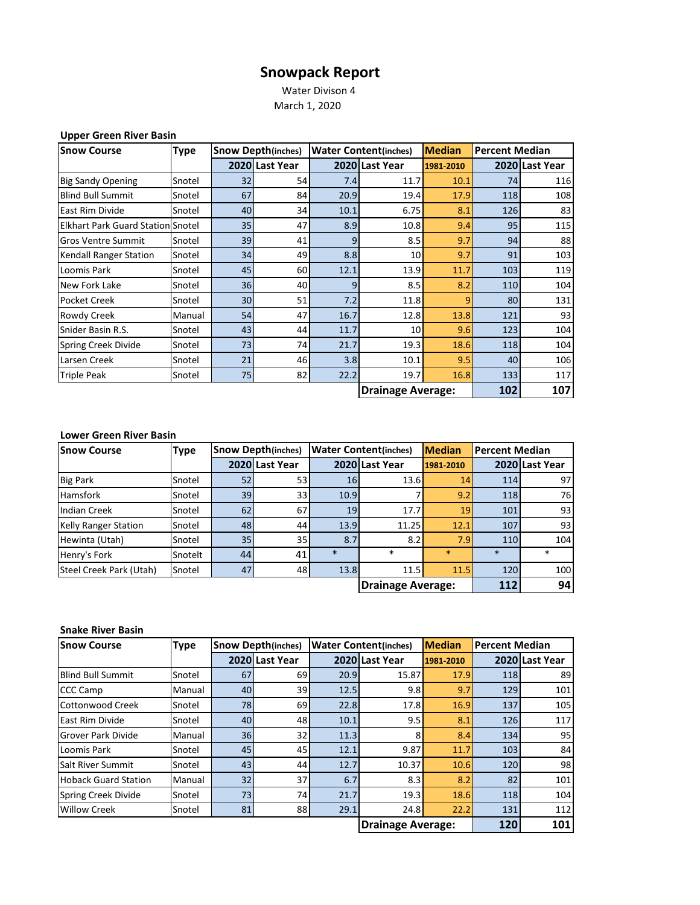# Snowpack Report

Water Divison 4

March 1, 2020

### Upper Green River Basin

| Snow Course | Type | Snow Depth(inches) | | Water Content(inches) | | Median | Percent Median | |
|---|---|---|---|---|---|---|---|---|
| | | 2020 | Last Year | 2020 | Last Year | 1981-2010 | 2020 | Last Year |
| Big Sandy Opening | Snotel | 32 | 54 | 7.4 | 11.7 | 10.1 | 74 | 116 |
| Blind Bull Summit | Snotel | 67 | 84 | 20.9 | 19.4 | 17.9 | 118 | 108 |
| East Rim Divide | Snotel | 40 | 34 | 10.1 | 6.75 | 8.1 | 126 | 83 |
| Elkhart Park Guard Station | Snotel | 35 | 47 | 8.9 | 10.8 | 9.4 | 95 | 115 |
| Gros Ventre Summit | Snotel | 39 | 41 | 9 | 8.5 | 9.7 | 94 | 88 |
| Kendall Ranger Station | Snotel | 34 | 49 | 8.8 | 10 | 9.7 | 91 | 103 |
| Loomis Park | Snotel | 45 | 60 | 12.1 | 13.9 | 11.7 | 103 | 119 |
| New Fork Lake | Snotel | 36 | 40 | 9 | 8.5 | 8.2 | 110 | 104 |
| Pocket Creek | Snotel | 30 | 51 | 7.2 | 11.8 | 9 | 80 | 131 |
| Rowdy Creek | Manual | 54 | 47 | 16.7 | 12.8 | 13.8 | 121 | 93 |
| Snider Basin R.S. | Snotel | 43 | 44 | 11.7 | 10 | 9.6 | 123 | 104 |
| Spring Creek Divide | Snotel | 73 | 74 | 21.7 | 19.3 | 18.6 | 118 | 104 |
| Larsen Creek | Snotel | 21 | 46 | 3.8 | 10.1 | 9.5 | 40 | 106 |
| Triple Peak | Snotel | 75 | 82 | 22.2 | 19.7 | 16.8 | 133 | 117 |
| | | | | | **Drainage Average:** | | **102** | **107** |

### Lower Green River Basin

| Snow Course | Type | Snow Depth(inches) | | Water Content(inches) | | Median | Percent Median | |
|---|---|---|---|---|---|---|---|---|
| | | 2020 | Last Year | 2020 | Last Year | 1981-2010 | 2020 | Last Year |
| Big Park | Snotel | 52 | 53 | 16 | 13.6 | 14 | 114 | 97 |
| Hamsfork | Snotel | 39 | 33 | 10.9 | 7 | 9.2 | 118 | 76 |
| Indian Creek | Snotel | 62 | 67 | 19 | 17.7 | 19 | 101 | 93 |
| Kelly Ranger Station | Snotel | 48 | 44 | 13.9 | 11.25 | 12.1 | 107 | 93 |
| Hewinta (Utah) | Snotel | 35 | 35 | 8.7 | 8.2 | 7.9 | 110 | 104 |
| Henry's Fork | Snotelt | 44 | 41 | * | * | * | * | * |
| Steel Creek Park (Utah) | Snotel | 47 | 48 | 13.8 | 11.5 | 11.5 | 120 | 100 |
| | | | | | **Drainage Average:** | | **112** | **94** |

### Snake River Basin

| Snow Course | Type | Snow Depth(inches) | | Water Content(inches) | | Median | Percent Median | |
|---|---|---|---|---|---|---|---|---|
| | | 2020 | Last Year | 2020 | Last Year | 1981-2010 | 2020 | Last Year |
| Blind Bull Summit | Snotel | 67 | 69 | 20.9 | 15.87 | 17.9 | 118 | 89 |
| CCC Camp | Manual | 40 | 39 | 12.5 | 9.8 | 9.7 | 129 | 101 |
| Cottonwood Creek | Snotel | 78 | 69 | 22.8 | 17.8 | 16.9 | 137 | 105 |
| East Rim Divide | Snotel | 40 | 48 | 10.1 | 9.5 | 8.1 | 126 | 117 |
| Grover Park Divide | Manual | 36 | 32 | 11.3 | 8 | 8.4 | 134 | 95 |
| Loomis Park | Snotel | 45 | 45 | 12.1 | 9.87 | 11.7 | 103 | 84 |
| Salt River Summit | Snotel | 43 | 44 | 12.7 | 10.37 | 10.6 | 120 | 98 |
| Hoback Guard Station | Manual | 32 | 37 | 6.7 | 8.3 | 8.2 | 82 | 101 |
| Spring Creek Divide | Snotel | 73 | 74 | 21.7 | 19.3 | 18.6 | 118 | 104 |
| Willow Creek | Snotel | 81 | 88 | 29.1 | 24.8 | 22.2 | 131 | 112 |
| | | | | | **Drainage Average:** | | **120** | **101** |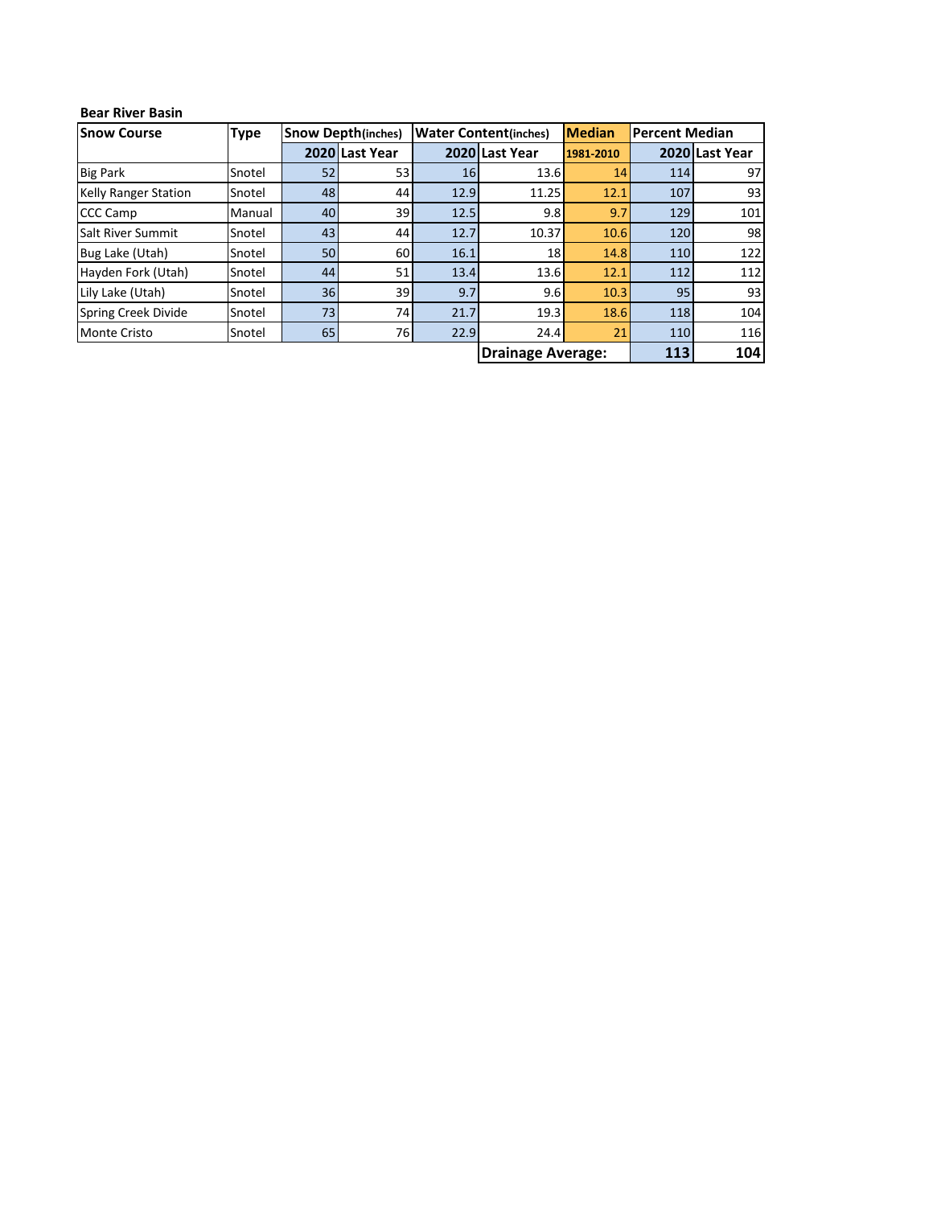**Bear River Basin**

| Snow Course | Type | Snow Depth(inches) | | Water Content(inches) | | Median | Percent Median | |
|---|---|---|---|---|---|---|---|---|
| | | 2020 | Last Year | 2020 | Last Year | 1981-2010 | 2020 | Last Year |
| Big Park | Snotel | 52 | 53 | 16 | 13.6 | 14 | 114 | 97 |
| Kelly Ranger Station | Snotel | 48 | 44 | 12.9 | 11.25 | 12.1 | 107 | 93 |
| CCC Camp | Manual | 40 | 39 | 12.5 | 9.8 | 9.7 | 129 | 101 |
| Salt River Summit | Snotel | 43 | 44 | 12.7 | 10.37 | 10.6 | 120 | 98 |
| Bug Lake (Utah) | Snotel | 50 | 60 | 16.1 | 18 | 14.8 | 110 | 122 |
| Hayden Fork (Utah) | Snotel | 44 | 51 | 13.4 | 13.6 | 12.1 | 112 | 112 |
| Lily Lake (Utah) | Snotel | 36 | 39 | 9.7 | 9.6 | 10.3 | 95 | 93 |
| Spring Creek Divide | Snotel | 73 | 74 | 21.7 | 19.3 | 18.6 | 118 | 104 |
| Monte Cristo | Snotel | 65 | 76 | 22.9 | 24.4 | 21 | 110 | 116 |
| | | | | | **Drainage Average:** | | **113** | **104** |